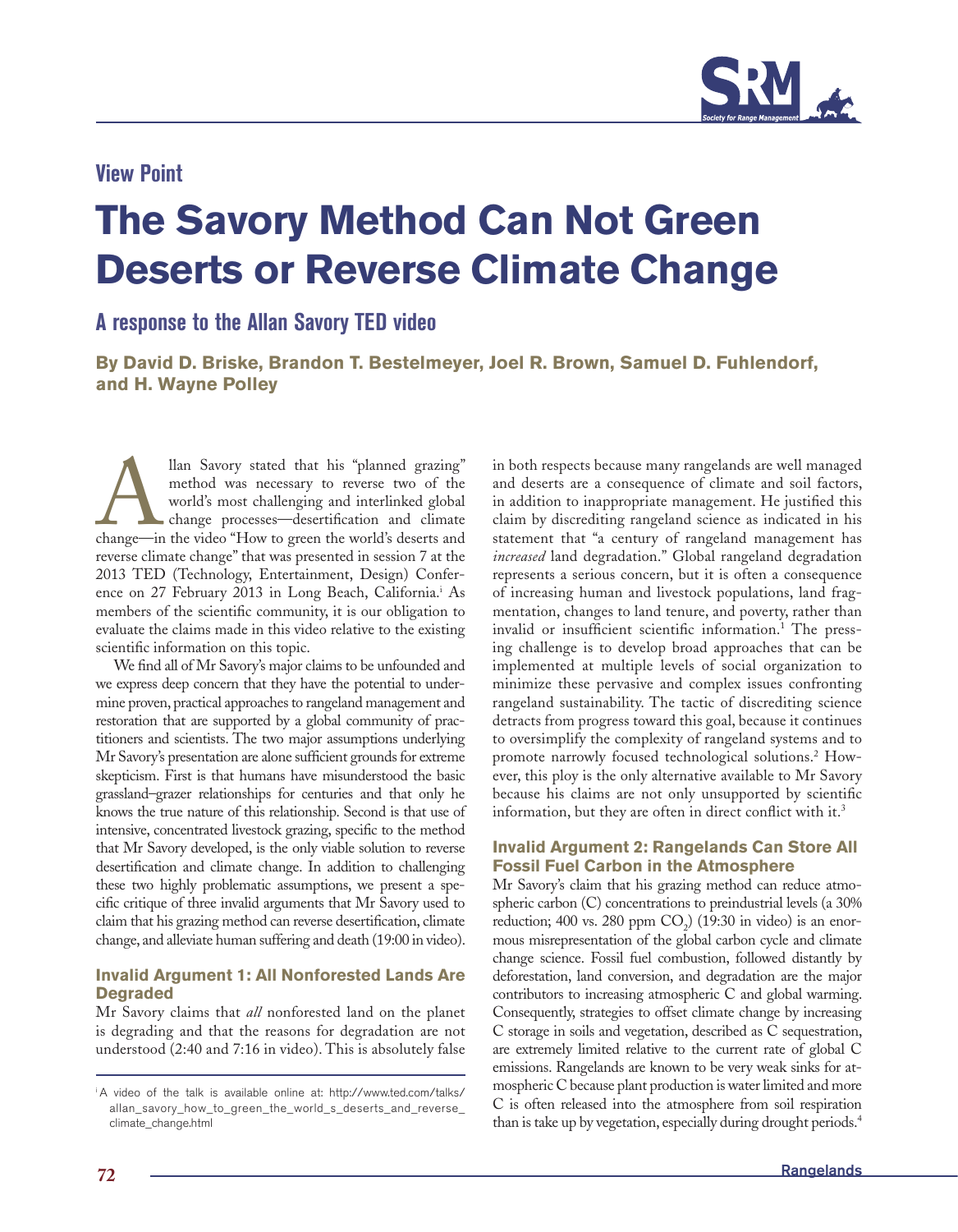View Point

# The Savory Method Can Not Green Deserts or Reverse Climate Change

## A response to the Allan Savory TED video

**By David D. Briske, Brandon T. Bestelmeyer, Joel R. Brown, Samuel D. Fuhlendorf, and H. Wayne Polley**

Allan Savory stated that his "planned grazing" method was necessary to reverse two of the world's most challenging and interlinked global change processes—desertification and climate change—in the video "How to green the world's deserts and reverse climate change" that was presented in session 7 at the 2013 TED (Technology, Entertainment, Design) Conference on 27 February 2013 in Long Beach, California.[i] As members of the scientific community, it is our obligation to evaluate the claims made in this video relative to the existing scientific information on this topic.

We find all of Mr Savory's major claims to be unfounded and we express deep concern that they have the potential to undermine proven, practical approaches to rangeland management and restoration that are supported by a global community of practitioners and scientists. The two major assumptions underlying Mr Savory's presentation are alone sufficient grounds for extreme skepticism. First is that humans have misunderstood the basic grassland–grazer relationships for centuries and that only he knows the true nature of this relationship. Second is that use of intensive, concentrated livestock grazing, specific to the method that Mr Savory developed, is the only viable solution to reverse desertification and climate change. In addition to challenging these two highly problematic assumptions, we present a specific critique of three invalid arguments that Mr Savory used to claim that his grazing method can reverse desertification, climate change, and alleviate human suffering and death (19:00 in video).

### Invalid Argument 1: All Nonforested Lands Are Degraded

Mr Savory claims that *all* nonforested land on the planet is degrading and that the reasons for degradation are not understood (2:40 and 7:16 in video). This is absolutely false in both respects because many rangelands are well managed and deserts are a consequence of climate and soil factors, in addition to inappropriate management. He justified this claim by discrediting rangeland science as indicated in his statement that "a century of rangeland management has *increased* land degradation." Global rangeland degradation represents a serious concern, but it is often a consequence of increasing human and livestock populations, land fragmentation, changes to land tenure, and poverty, rather than invalid or insufficient scientific information.[1] The pressing challenge is to develop broad approaches that can be implemented at multiple levels of social organization to minimize these pervasive and complex issues confronting rangeland sustainability. The tactic of discrediting science detracts from progress toward this goal, because it continues to oversimplify the complexity of rangeland systems and to promote narrowly focused technological solutions.[2] However, this ploy is the only alternative available to Mr Savory because his claims are not only unsupported by scientific information, but they are often in direct conflict with it.[3]

### Invalid Argument 2: Rangelands Can Store All Fossil Fuel Carbon in the Atmosphere

Mr Savory's claim that his grazing method can reduce atmospheric carbon (C) concentrations to preindustrial levels (a 30% reduction; 400 vs. 280 ppm $CO_2$) (19:30 in video) is an enormous misrepresentation of the global carbon cycle and climate change science. Fossil fuel combustion, followed distantly by deforestation, land conversion, and degradation are the major contributors to increasing atmospheric C and global warming. Consequently, strategies to offset climate change by increasing C storage in soils and vegetation, described as C sequestration, are extremely limited relative to the current rate of global C emissions. Rangelands are known to be very weak sinks for atmospheric C because plant production is water limited and more C is often released into the atmosphere from soil respiration than is take up by vegetation, especially during drought periods.[4]

[i] A video of the talk is available online at: http://www.ted.com/talks/allan_savory_how_to_green_the_world_s_deserts_and_reverse_climate_change.html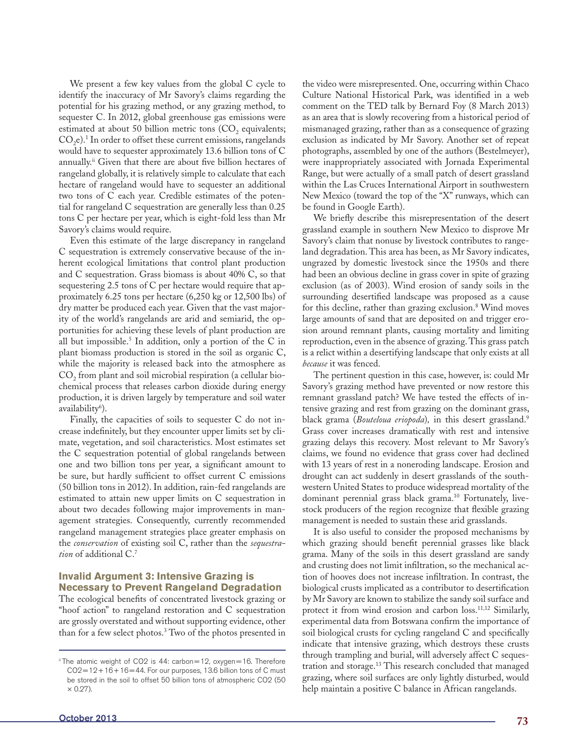We present a few key values from the global C cycle to identify the inaccuracy of Mr Savory's claims regarding the potential for his grazing method, or any grazing method, to sequester C. In 2012, global greenhouse gas emissions were estimated at about 50 billion metric tons ($CO_2$ equivalents; $CO_2$e).[1] In order to offset these current emissions, rangelands would have to sequester approximately 13.6 billion tons of C annually.[ii] Given that there are about five billion hectares of rangeland globally, it is relatively simple to calculate that each hectare of rangeland would have to sequester an additional two tons of C each year. Credible estimates of the potential for rangeland C sequestration are generally less than 0.25 tons C per hectare per year, which is eight-fold less than Mr Savory's claims would require.

Even this estimate of the large discrepancy in rangeland C sequestration is extremely conservative because of the inherent ecological limitations that control plant production and C sequestration. Grass biomass is about 40% C, so that sequestering 2.5 tons of C per hectare would require that approximately 6.25 tons per hectare (6,250 kg or 12,500 lbs) of dry matter be produced each year. Given that the vast majority of the world's rangelands are arid and semiarid, the opportunities for achieving these levels of plant production are all but impossible.[5] In addition, only a portion of the C in plant biomass production is stored in the soil as organic C, while the majority is released back into the atmosphere as $CO_2$ from plant and soil microbial respiration (a cellular biochemical process that releases carbon dioxide during energy production, it is driven largely by temperature and soil water availability[6]).

Finally, the capacities of soils to sequester C do not increase indefinitely, but they encounter upper limits set by climate, vegetation, and soil characteristics. Most estimates set the C sequestration potential of global rangelands between one and two billion tons per year, a significant amount to be sure, but hardly sufficient to offset current C emissions (50 billion tons in 2012). In addition, rain-fed rangelands are estimated to attain new upper limits on C sequestration in about two decades following major improvements in management strategies. Consequently, currently recommended rangeland management strategies place greater emphasis on the *conservation* of existing soil C, rather than the *sequestration* of additional C.[7]

## Invalid Argument 3: Intensive Grazing is Necessary to Prevent Rangeland Degradation

The ecological benefits of concentrated livestock grazing or "hoof action" to rangeland restoration and C sequestration are grossly overstated and without supporting evidence, other than for a few select photos.[3] Two of the photos presented in the video were misrepresented. One, occurring within Chaco Culture National Historical Park, was identified in a web comment on the TED talk by Bernard Foy (8 March 2013) as an area that is slowly recovering from a historical period of mismanaged grazing, rather than as a consequence of grazing exclusion as indicated by Mr Savory. Another set of repeat photographs, assembled by one of the authors (Bestelmeyer), were inappropriately associated with Jornada Experimental Range, but were actually of a small patch of desert grassland within the Las Cruces International Airport in southwestern New Mexico (toward the top of the "X" runways, which can be found in Google Earth).

We briefly describe this misrepresentation of the desert grassland example in southern New Mexico to disprove Mr Savory's claim that nonuse by livestock contributes to rangeland degradation. This area has been, as Mr Savory indicates, ungrazed by domestic livestock since the 1950s and there had been an obvious decline in grass cover in spite of grazing exclusion (as of 2003). Wind erosion of sandy soils in the surrounding desertified landscape was proposed as a cause for this decline, rather than grazing exclusion.[8] Wind moves large amounts of sand that are deposited on and trigger erosion around remnant plants, causing mortality and limiting reproduction, even in the absence of grazing. This grass patch is a relict within a desertifying landscape that only exists at all *because* it was fenced.

The pertinent question in this case, however, is: could Mr Savory's grazing method have prevented or now restore this remnant grassland patch? We have tested the effects of intensive grazing and rest from grazing on the dominant grass, black grama (*Bouteloua eriopoda*), in this desert grassland.[9] Grass cover increases dramatically with rest and intensive grazing delays this recovery. Most relevant to Mr Savory's claims, we found no evidence that grass cover had declined with 13 years of rest in a noneroding landscape. Erosion and drought can act suddenly in desert grasslands of the southwestern United States to produce widespread mortality of the dominant perennial grass black grama.[10] Fortunately, livestock producers of the region recognize that flexible grazing management is needed to sustain these arid grasslands.

It is also useful to consider the proposed mechanisms by which grazing should benefit perennial grasses like black grama. Many of the soils in this desert grassland are sandy and crusting does not limit infiltration, so the mechanical action of hooves does not increase infiltration. In contrast, the biological crusts implicated as a contributor to desertification by Mr Savory are known to stabilize the sandy soil surface and protect it from wind erosion and carbon loss.[11,12] Similarly, experimental data from Botswana confirm the importance of soil biological crusts for cycling rangeland C and specifically indicate that intensive grazing, which destroys these crusts through trampling and burial, will adversely affect C sequestration and storage.[13] This research concluded that managed grazing, where soil surfaces are only lightly disturbed, would help maintain a positive C balance in African rangelands.

---

[ii] The atomic weight of CO2 is 44: carbon=12, oxygen=16. Therefore CO2=12+16+16=44. For our purposes, 13.6 billion tons of C must be stored in the soil to offset 50 billion tons of atmospheric CO2 (50 × 0.27).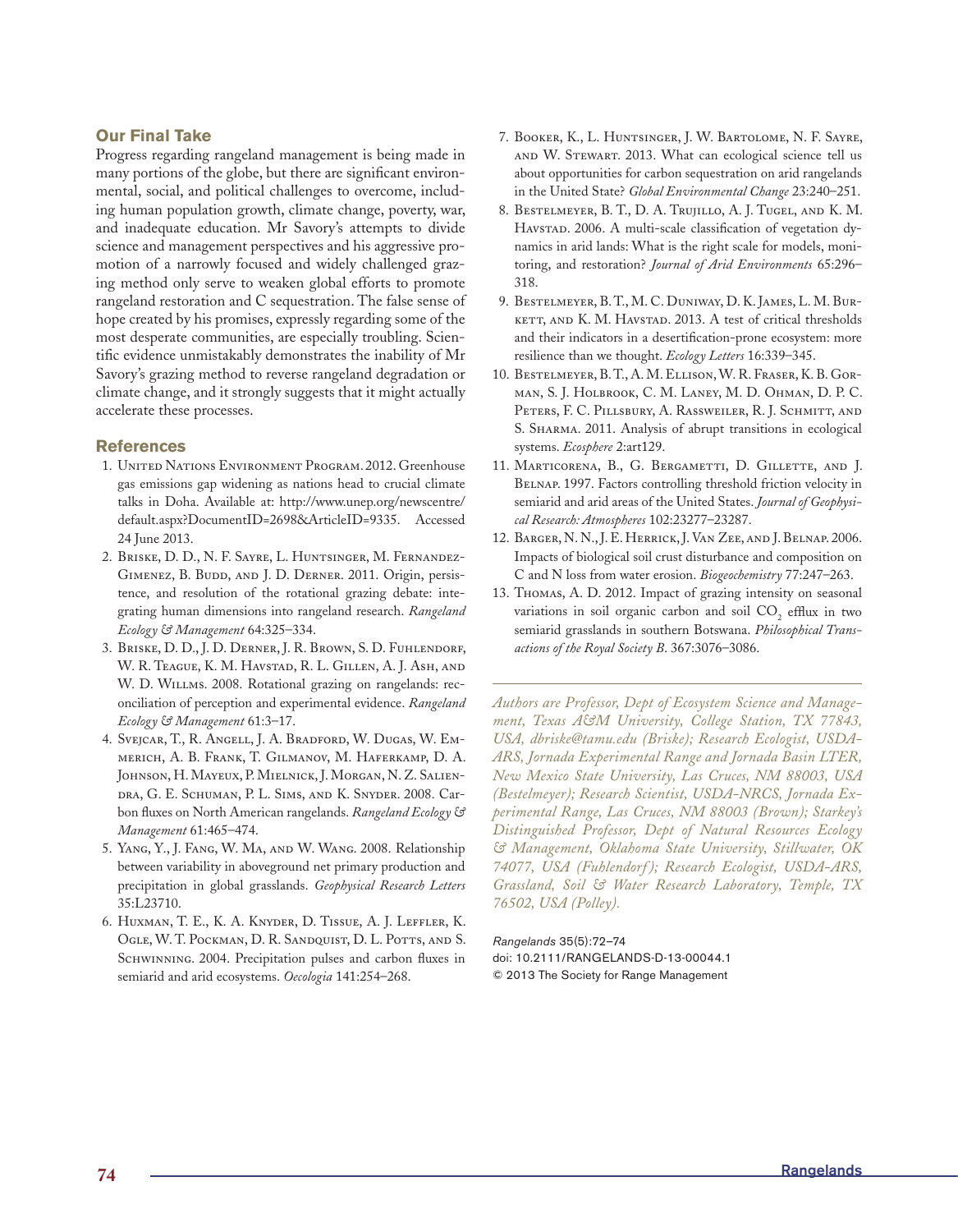## Our Final Take

Progress regarding rangeland management is being made in many portions of the globe, but there are significant environmental, social, and political challenges to overcome, including human population growth, climate change, poverty, war, and inadequate education. Mr Savory's attempts to divide science and management perspectives and his aggressive promotion of a narrowly focused and widely challenged grazing method only serve to weaken global efforts to promote rangeland restoration and C sequestration. The false sense of hope created by his promises, expressly regarding some of the most desperate communities, are especially troubling. Scientific evidence unmistakably demonstrates the inability of Mr Savory's grazing method to reverse rangeland degradation or climate change, and it strongly suggests that it might actually accelerate these processes.

## References

1. United Nations Environment Program. 2012. Greenhouse gas emissions gap widening as nations head to crucial climate talks in Doha. Available at: http://www.unep.org/newscentre/default.aspx?DocumentID=2698&ArticleID=9335. Accessed 24 June 2013.
2. Briske, D. D., N. F. Sayre, L. Huntsinger, M. Fernandez-Gimenez, B. Budd, and J. D. Derner. 2011. Origin, persistence, and resolution of the rotational grazing debate: integrating human dimensions into rangeland research. *Rangeland Ecology & Management* 64:325–334.
3. Briske, D. D., J. D. Derner, J. R. Brown, S. D. Fuhlendorf, W. R. Teague, K. M. Havstad, R. L. Gillen, A. J. Ash, and W. D. Willms. 2008. Rotational grazing on rangelands: reconciliation of perception and experimental evidence. *Rangeland Ecology & Management* 61:3–17.
4. Svejcar, T., R. Angell, J. A. Bradford, W. Dugas, W. Emmerich, A. B. Frank, T. Gilmanov, M. Haferkamp, D. A. Johnson, H. Mayeux, P. Mielnick, J. Morgan, N. Z. Saliendra, G. E. Schuman, P. L. Sims, and K. Snyder. 2008. Carbon fluxes on North American rangelands. *Rangeland Ecology & Management* 61:465–474.
5. Yang, Y., J. Fang, W. Ma, and W. Wang. 2008. Relationship between variability in aboveground net primary production and precipitation in global grasslands. *Geophysical Research Letters* 35:L23710.
6. Huxman, T. E., K. A. Knyder, D. Tissue, A. J. Leffler, K. Ogle, W. T. Pockman, D. R. Sandquist, D. L. Potts, and S. Schwinning. 2004. Precipitation pulses and carbon fluxes in semiarid and arid ecosystems. *Oecologia* 141:254–268.
7. Booker, K., L. Huntsinger, J. W. Bartolome, N. F. Sayre, and W. Stewart. 2013. What can ecological science tell us about opportunities for carbon sequestration on arid rangelands in the United State? *Global Environmental Change* 23:240–251.
8. Bestelmeyer, B. T., D. A. Trujillo, A. J. Tugel, and K. M. Havstad. 2006. A multi-scale classification of vegetation dynamics in arid lands: What is the right scale for models, monitoring, and restoration? *Journal of Arid Environments* 65:296–318.
9. Bestelmeyer, B. T., M. C. Duniway, D. K. James, L. M. Burkett, and K. M. Havstad. 2013. A test of critical thresholds and their indicators in a desertification-prone ecosystem: more resilience than we thought. *Ecology Letters* 16:339–345.
10. Bestelmeyer, B. T., A. M. Ellison, W. R. Fraser, K. B. Gorman, S. J. Holbrook, C. M. Laney, M. D. Ohman, D. P. C. Peters, F. C. Pillsbury, A. Rassweiler, R. J. Schmitt, and S. Sharma. 2011. Analysis of abrupt transitions in ecological systems. *Ecosphere* 2:art129.
11. Marticorena, B., G. Bergametti, D. Gillette, and J. Belnap. 1997. Factors controlling threshold friction velocity in semiarid and arid areas of the United States. *Journal of Geophysical Research: Atmospheres* 102:23277–23287.
12. Barger, N. N., J. E. Herrick, J. Van Zee, and J. Belnap. 2006. Impacts of biological soil crust disturbance and composition on C and N loss from water erosion. *Biogeochemistry* 77:247–263.
13. Thomas, A. D. 2012. Impact of grazing intensity on seasonal variations in soil organic carbon and soil $CO_2$ efflux in two semiarid grasslands in southern Botswana. *Philosophical Transactions of the Royal Society B*. 367:3076–3086.

---

*Authors are Professor, Dept of Ecosystem Science and Management, Texas A&M University, College Station, TX 77843, USA, dbriske@tamu.edu (Briske); Research Ecologist, USDA-ARS, Jornada Experimental Range and Jornada Basin LTER, New Mexico State University, Las Cruces, NM 88003, USA (Bestelmeyer); Research Scientist, USDA-NRCS, Jornada Experimental Range, Las Cruces, NM 88003 (Brown); Starkey's Distinguished Professor, Dept of Natural Resources Ecology & Management, Oklahoma State University, Stillwater, OK 74077, USA (Fuhlendorf); Research Ecologist, USDA-ARS, Grassland, Soil & Water Research Laboratory, Temple, TX 76502, USA (Polley).*

*Rangelands* 35(5):72–74
doi: 10.2111/RANGELANDS-D-13-00044.1
© 2013 The Society for Range Management